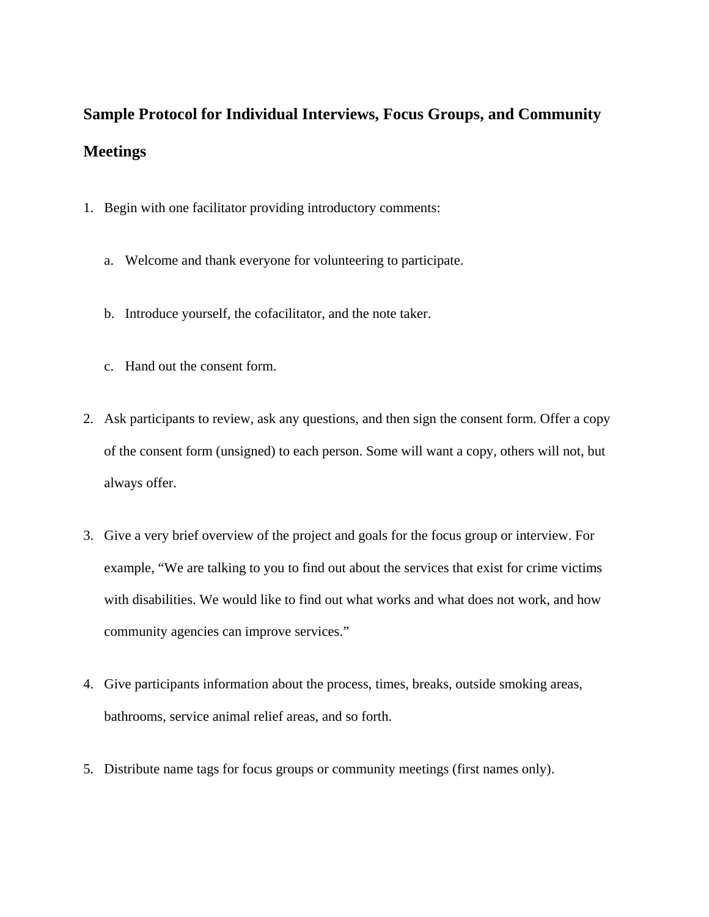# Sample Protocol for Individual Interviews, Focus Groups, and Community Meetings

1. Begin with one facilitator providing introductory comments:

   a. Welcome and thank everyone for volunteering to participate.

   b. Introduce yourself, the cofacilitator, and the note taker.

   c. Hand out the consent form.

2. Ask participants to review, ask any questions, and then sign the consent form. Offer a copy of the consent form (unsigned) to each person. Some will want a copy, others will not, but always offer.

3. Give a very brief overview of the project and goals for the focus group or interview. For example, "We are talking to you to find out about the services that exist for crime victims with disabilities. We would like to find out what works and what does not work, and how community agencies can improve services."

4. Give participants information about the process, times, breaks, outside smoking areas, bathrooms, service animal relief areas, and so forth.

5. Distribute name tags for focus groups or community meetings (first names only).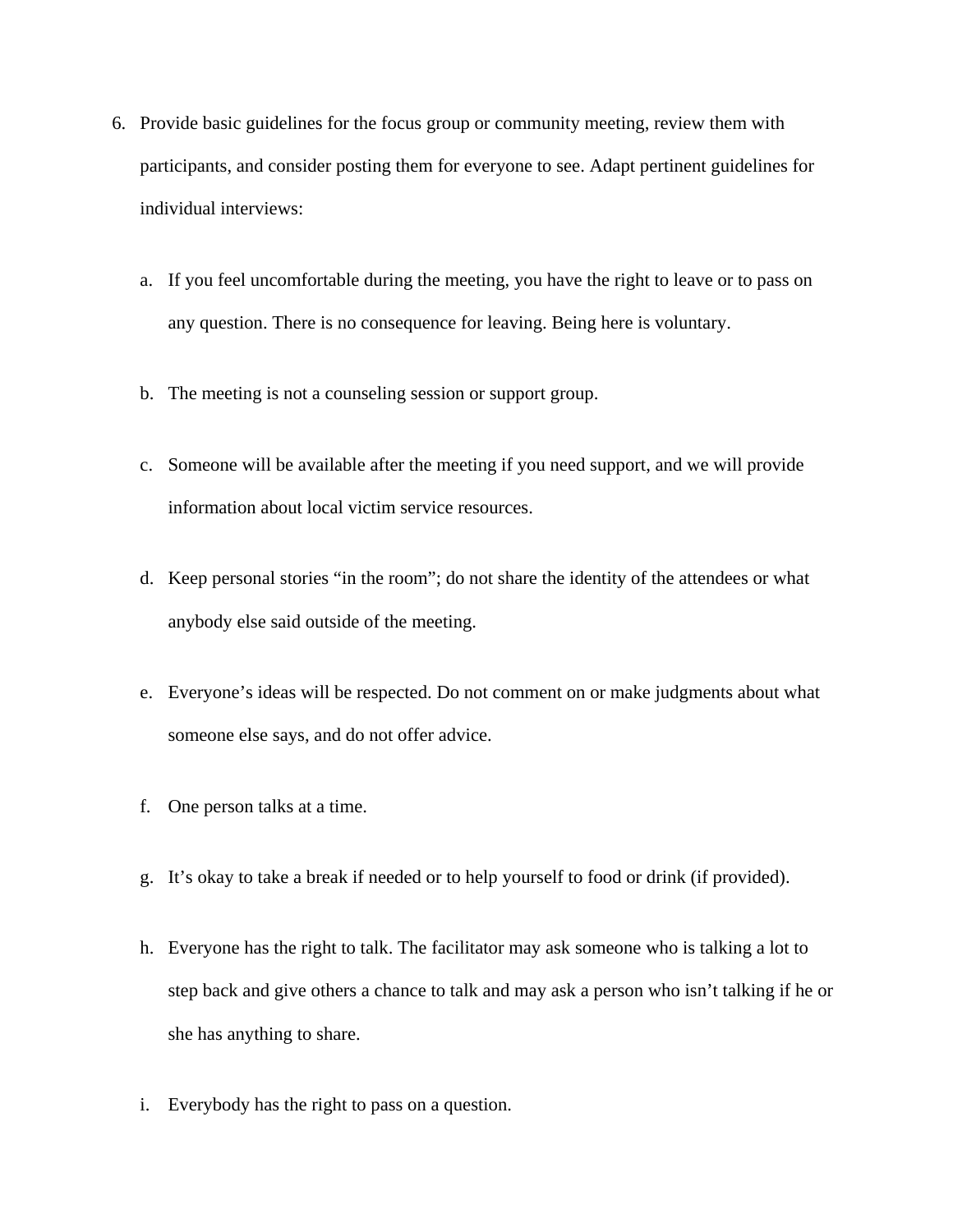6. Provide basic guidelines for the focus group or community meeting, review them with participants, and consider posting them for everyone to see. Adapt pertinent guidelines for individual interviews:

    a. If you feel uncomfortable during the meeting, you have the right to leave or to pass on any question. There is no consequence for leaving. Being here is voluntary.

    b. The meeting is not a counseling session or support group.

    c. Someone will be available after the meeting if you need support, and we will provide information about local victim service resources.

    d. Keep personal stories "in the room"; do not share the identity of the attendees or what anybody else said outside of the meeting.

    e. Everyone's ideas will be respected. Do not comment on or make judgments about what someone else says, and do not offer advice.

    f. One person talks at a time.

    g. It's okay to take a break if needed or to help yourself to food or drink (if provided).

    h. Everyone has the right to talk. The facilitator may ask someone who is talking a lot to step back and give others a chance to talk and may ask a person who isn't talking if he or she has anything to share.

    i. Everybody has the right to pass on a question.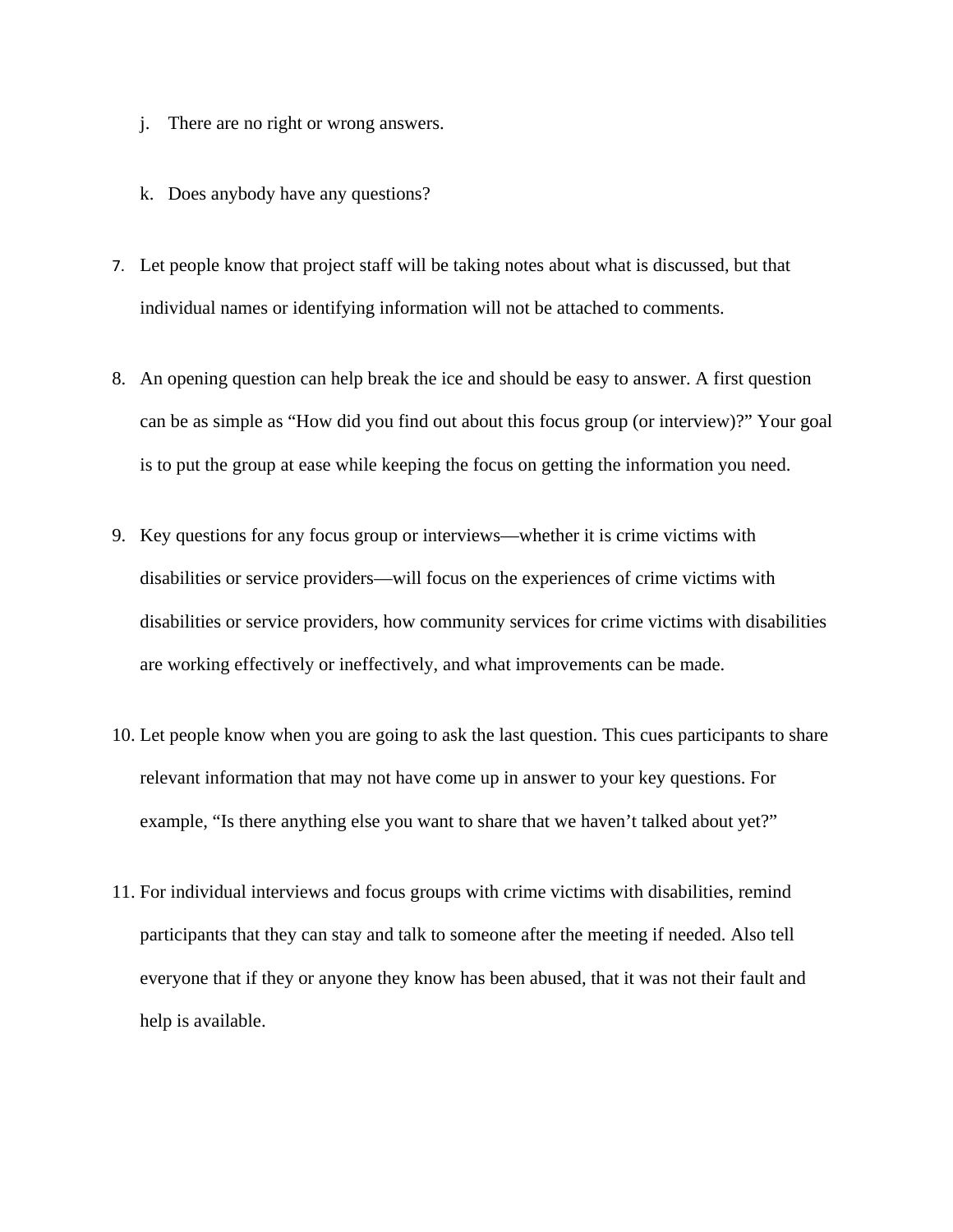j. There are no right or wrong answers.

   k. Does anybody have any questions?

7. Let people know that project staff will be taking notes about what is discussed, but that individual names or identifying information will not be attached to comments.

8. An opening question can help break the ice and should be easy to answer. A first question can be as simple as “How did you find out about this focus group (or interview)?” Your goal is to put the group at ease while keeping the focus on getting the information you need.

9. Key questions for any focus group or interviews—whether it is crime victims with disabilities or service providers—will focus on the experiences of crime victims with disabilities or service providers, how community services for crime victims with disabilities are working effectively or ineffectively, and what improvements can be made.

10. Let people know when you are going to ask the last question. This cues participants to share relevant information that may not have come up in answer to your key questions. For example, “Is there anything else you want to share that we haven’t talked about yet?”

11. For individual interviews and focus groups with crime victims with disabilities, remind participants that they can stay and talk to someone after the meeting if needed. Also tell everyone that if they or anyone they know has been abused, that it was not their fault and help is available.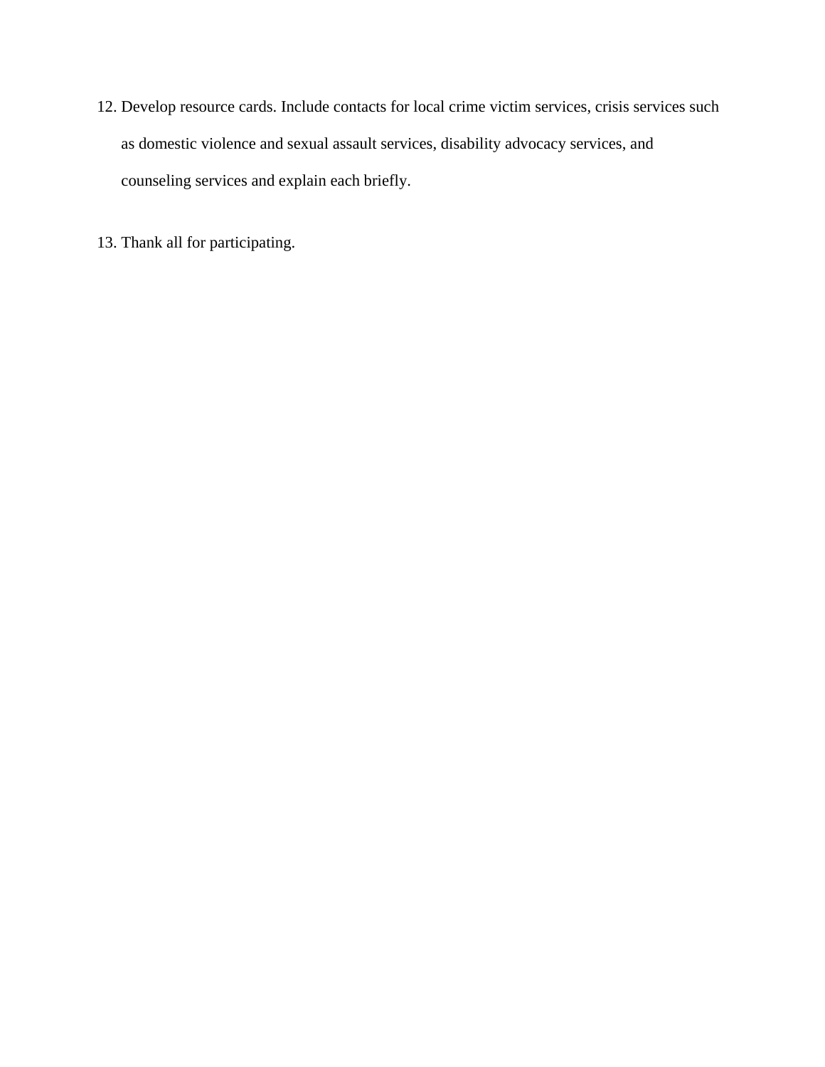12. Develop resource cards. Include contacts for local crime victim services, crisis services such as domestic violence and sexual assault services, disability advocacy services, and counseling services and explain each briefly.

13. Thank all for participating.